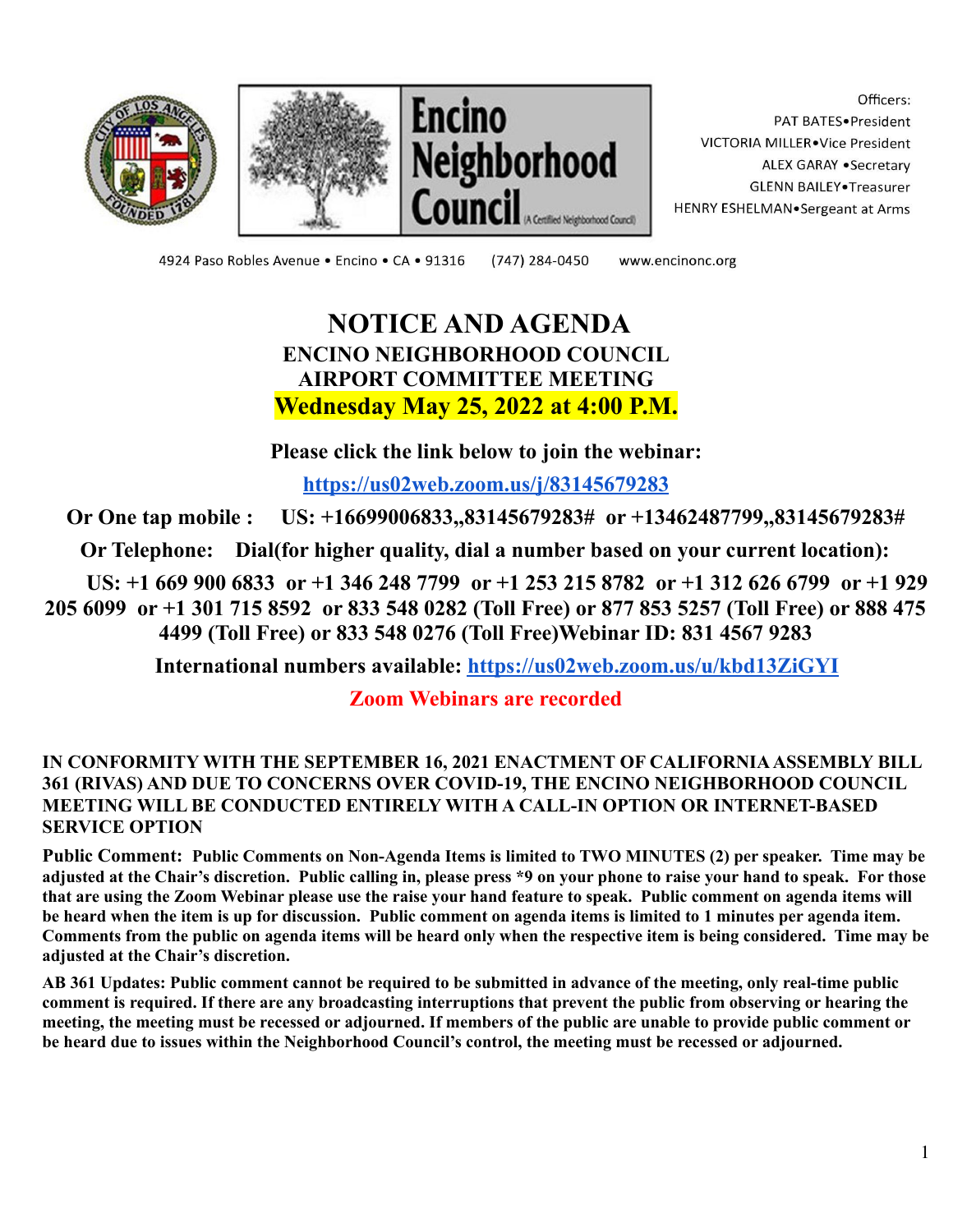Officers:
PAT BATES•President
VICTORIA MILLER•Vice President
ALEX GARAY •Secretary
GLENN BAILEY•Treasurer
HENRY ESHELMAN•Sergeant at Arms

Encino Neighborhood Council (A Certified Neighborhood Council)

4924 Paso Robles Avenue • Encino • CA • 91316 (747) 284-0450 www.encinonc.org

# NOTICE AND AGENDA

## ENCINO NEIGHBORHOOD COUNCIL
## AIRPORT COMMITTEE MEETING
## Wednesday May 25, 2022 at 4:00 P.M.

**Please click the link below to join the webinar:**

**https://us02web.zoom.us/j/83145679283**

**Or One tap mobile : US: +16699006833,,83145679283# or +13462487799,,83145679283#**

**Or Telephone: Dial(for higher quality, dial a number based on your current location):**

**US: +1 669 900 6833 or +1 346 248 7799 or +1 253 215 8782 or +1 312 626 6799 or +1 929 205 6099 or +1 301 715 8592 or 833 548 0282 (Toll Free) or 877 853 5257 (Toll Free) or 888 475 4499 (Toll Free) or 833 548 0276 (Toll Free)Webinar ID: 831 4567 9283**

**International numbers available: https://us02web.zoom.us/u/kbd13ZiGYI**

**Zoom Webinars are recorded**

**IN CONFORMITY WITH THE SEPTEMBER 16, 2021 ENACTMENT OF CALIFORNIA ASSEMBLY BILL 361 (RIVAS) AND DUE TO CONCERNS OVER COVID-19, THE ENCINO NEIGHBORHOOD COUNCIL MEETING WILL BE CONDUCTED ENTIRELY WITH A CALL-IN OPTION OR INTERNET-BASED SERVICE OPTION**

**Public Comment: Public Comments on Non-Agenda Items is limited to TWO MINUTES (2) per speaker. Time may be adjusted at the Chair's discretion. Public calling in, please press *9 on your phone to raise your hand to speak. For those that are using the Zoom Webinar please use the raise your hand feature to speak. Public comment on agenda items will be heard when the item is up for discussion. Public comment on agenda items is limited to 1 minutes per agenda item. Comments from the public on agenda items will be heard only when the respective item is being considered. Time may be adjusted at the Chair's discretion.**

**AB 361 Updates: Public comment cannot be required to be submitted in advance of the meeting, only real-time public comment is required. If there are any broadcasting interruptions that prevent the public from observing or hearing the meeting, the meeting must be recessed or adjourned. If members of the public are unable to provide public comment or be heard due to issues within the Neighborhood Council's control, the meeting must be recessed or adjourned.**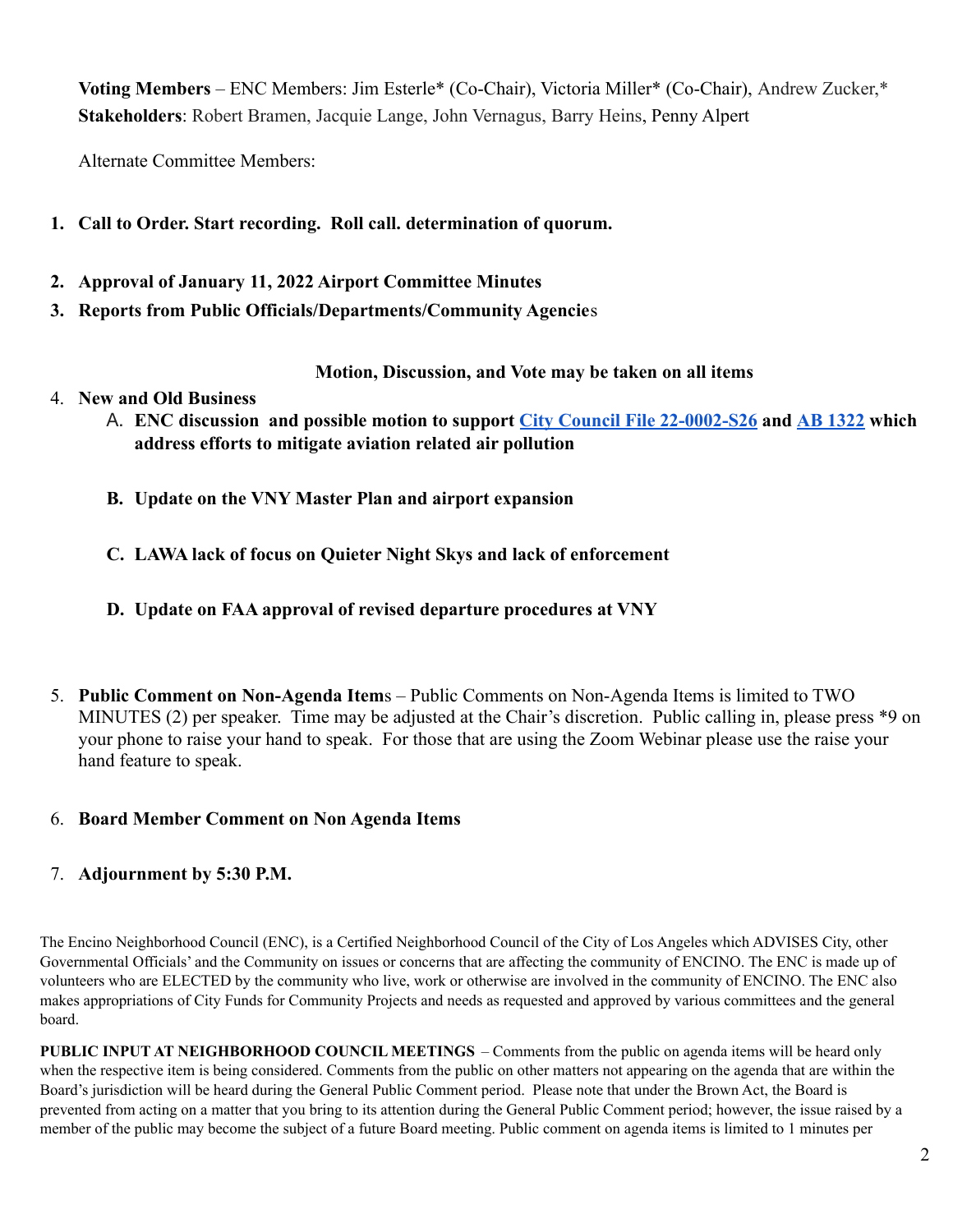**Voting Members** – ENC Members: Jim Esterle* (Co-Chair), Victoria Miller* (Co-Chair), Andrew Zucker,*
**Stakeholders**: Robert Bramen, Jacquie Lange, John Vernagus, Barry Heins, Penny Alpert

Alternate Committee Members:

1. **Call to Order. Start recording. Roll call. determination of quorum.**

2. **Approval of January 11, 2022 Airport Committee Minutes**
3. **Reports from Public Officials/Departments/Community Agencie**s

**Motion, Discussion, and Vote may be taken on all items**

4. **New and Old Business**
   A. **ENC discussion and possible motion to support City Council File 22-0002-S26 and AB 1322 which address efforts to mitigate aviation related air pollution**

   B. **Update on the VNY Master Plan and airport expansion**

   C. **LAWA lack of focus on Quieter Night Skys and lack of enforcement**

   D. **Update on FAA approval of revised departure procedures at VNY**

5. **Public Comment on Non-Agenda Item**s – Public Comments on Non-Agenda Items is limited to TWO MINUTES (2) per speaker. Time may be adjusted at the Chair's discretion. Public calling in, please press *9 on your phone to raise your hand to speak. For those that are using the Zoom Webinar please use the raise your hand feature to speak.

6. **Board Member Comment on Non Agenda Items**

7. **Adjournment by 5:30 P.M.**

The Encino Neighborhood Council (ENC), is a Certified Neighborhood Council of the City of Los Angeles which ADVISES City, other Governmental Officials' and the Community on issues or concerns that are affecting the community of ENCINO. The ENC is made up of volunteers who are ELECTED by the community who live, work or otherwise are involved in the community of ENCINO. The ENC also makes appropriations of City Funds for Community Projects and needs as requested and approved by various committees and the general board.

**PUBLIC INPUT AT NEIGHBORHOOD COUNCIL MEETINGS** – Comments from the public on agenda items will be heard only when the respective item is being considered. Comments from the public on other matters not appearing on the agenda that are within the Board's jurisdiction will be heard during the General Public Comment period. Please note that under the Brown Act, the Board is prevented from acting on a matter that you bring to its attention during the General Public Comment period; however, the issue raised by a member of the public may become the subject of a future Board meeting. Public comment on agenda items is limited to 1 minutes per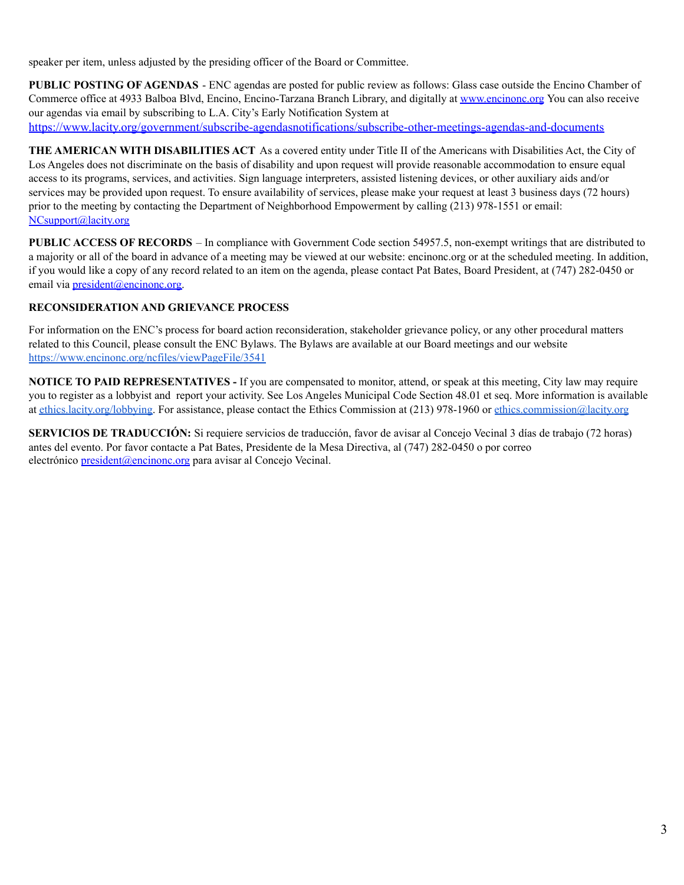speaker per item, unless adjusted by the presiding officer of the Board or Committee.

**PUBLIC POSTING OF AGENDAS** - ENC agendas are posted for public review as follows: Glass case outside the Encino Chamber of Commerce office at 4933 Balboa Blvd, Encino, Encino-Tarzana Branch Library, and digitally at www.encinonc.org You can also receive our agendas via email by subscribing to L.A. City's Early Notification System at https://www.lacity.org/government/subscribe-agendasnotifications/subscribe-other-meetings-agendas-and-documents

**THE AMERICAN WITH DISABILITIES ACT** As a covered entity under Title II of the Americans with Disabilities Act, the City of Los Angeles does not discriminate on the basis of disability and upon request will provide reasonable accommodation to ensure equal access to its programs, services, and activities. Sign language interpreters, assisted listening devices, or other auxiliary aids and/or services may be provided upon request. To ensure availability of services, please make your request at least 3 business days (72 hours) prior to the meeting by contacting the Department of Neighborhood Empowerment by calling (213) 978-1551 or email: NCsupport@lacity.org

**PUBLIC ACCESS OF RECORDS** – In compliance with Government Code section 54957.5, non-exempt writings that are distributed to a majority or all of the board in advance of a meeting may be viewed at our website: encinonc.org or at the scheduled meeting. In addition, if you would like a copy of any record related to an item on the agenda, please contact Pat Bates, Board President, at (747) 282-0450 or email via president@encinonc.org.

**RECONSIDERATION AND GRIEVANCE PROCESS**

For information on the ENC's process for board action reconsideration, stakeholder grievance policy, or any other procedural matters related to this Council, please consult the ENC Bylaws. The Bylaws are available at our Board meetings and our website https://www.encinonc.org/ncfiles/viewPageFile/3541

**NOTICE TO PAID REPRESENTATIVES -** If you are compensated to monitor, attend, or speak at this meeting, City law may require you to register as a lobbyist and report your activity. See Los Angeles Municipal Code Section 48.01 et seq. More information is available at ethics.lacity.org/lobbying. For assistance, please contact the Ethics Commission at (213) 978-1960 or ethics.commission@lacity.org

**SERVICIOS DE TRADUCCIÓN:** Si requiere servicios de traducción, favor de avisar al Concejo Vecinal 3 días de trabajo (72 horas) antes del evento. Por favor contacte a Pat Bates, Presidente de la Mesa Directiva, al (747) 282-0450 o por correo electrónico president@encinonc.org para avisar al Concejo Vecinal.